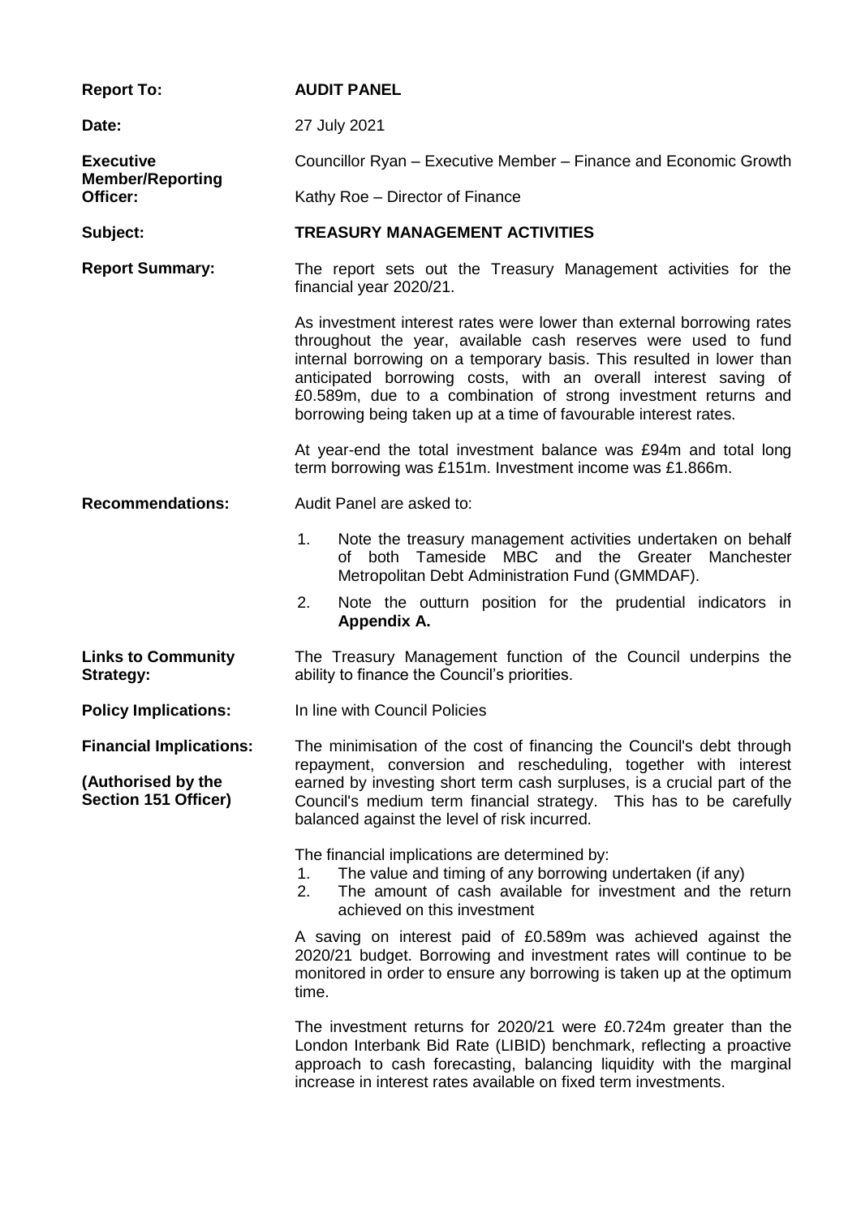| | |
|---|---|
| **Report To:** | **AUDIT PANEL** |
| **Date:** | 27 July 2021 |
| **Executive Member/Reporting Officer:** | Councillor Ryan – Executive Member – Finance and Economic Growth<br><br>Kathy Roe – Director of Finance |
| **Subject:** | **TREASURY MANAGEMENT ACTIVITIES** |
| **Report Summary:** | The report sets out the Treasury Management activities for the financial year 2020/21.<br><br>As investment interest rates were lower than external borrowing rates throughout the year, available cash reserves were used to fund internal borrowing on a temporary basis. This resulted in lower than anticipated borrowing costs, with an overall interest saving of £0.589m, due to a combination of strong investment returns and borrowing being taken up at a time of favourable interest rates.<br><br>At year-end the total investment balance was £94m and total long term borrowing was £151m. Investment income was £1.866m. |
| **Recommendations:** | Audit Panel are asked to:<br><br>1. Note the treasury management activities undertaken on behalf of both Tameside MBC and the Greater Manchester Metropolitan Debt Administration Fund (GMMDAF).<br><br>2. Note the outturn position for the prudential indicators in **Appendix A.** |
| **Links to Community Strategy:** | The Treasury Management function of the Council underpins the ability to finance the Council's priorities. |
| **Policy Implications:** | In line with Council Policies |
| **Financial Implications:**<br><br>**(Authorised by the Section 151 Officer)** | The minimisation of the cost of financing the Council's debt through repayment, conversion and rescheduling, together with interest earned by investing short term cash surpluses, is a crucial part of the Council's medium term financial strategy. This has to be carefully balanced against the level of risk incurred.<br><br>The financial implications are determined by:<br>1. The value and timing of any borrowing undertaken (if any)<br>2. The amount of cash available for investment and the return achieved on this investment<br><br>A saving on interest paid of £0.589m was achieved against the 2020/21 budget. Borrowing and investment rates will continue to be monitored in order to ensure any borrowing is taken up at the optimum time.<br><br>The investment returns for 2020/21 were £0.724m greater than the London Interbank Bid Rate (LIBID) benchmark, reflecting a proactive approach to cash forecasting, balancing liquidity with the marginal increase in interest rates available on fixed term investments. |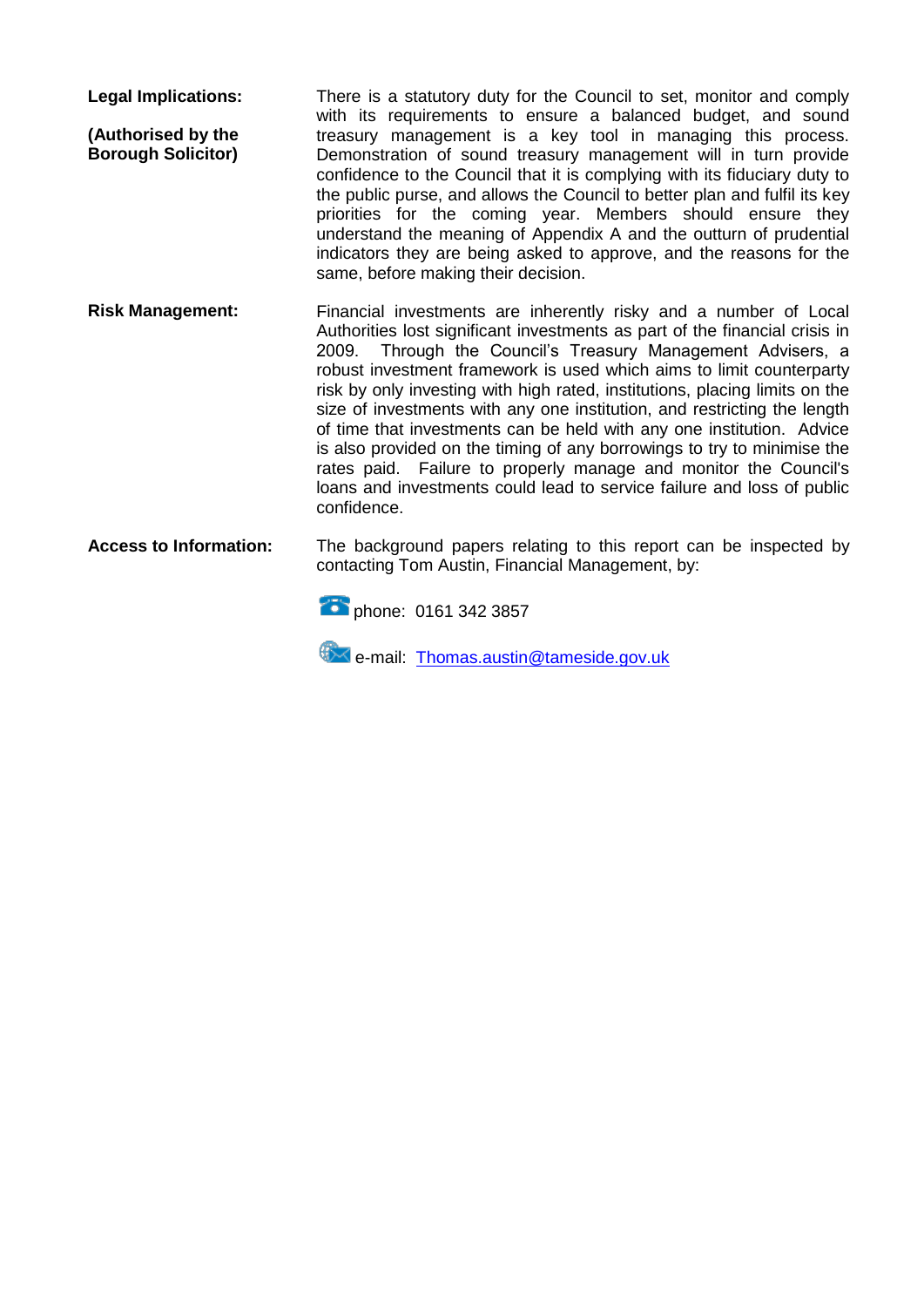**Legal Implications:**

**(Authorised by the Borough Solicitor)**

There is a statutory duty for the Council to set, monitor and comply with its requirements to ensure a balanced budget, and sound treasury management is a key tool in managing this process. Demonstration of sound treasury management will in turn provide confidence to the Council that it is complying with its fiduciary duty to the public purse, and allows the Council to better plan and fulfil its key priorities for the coming year. Members should ensure they understand the meaning of Appendix A and the outturn of prudential indicators they are being asked to approve, and the reasons for the same, before making their decision.

**Risk Management:**

Financial investments are inherently risky and a number of Local Authorities lost significant investments as part of the financial crisis in 2009. Through the Council's Treasury Management Advisers, a robust investment framework is used which aims to limit counterparty risk by only investing with high rated, institutions, placing limits on the size of investments with any one institution, and restricting the length of time that investments can be held with any one institution. Advice is also provided on the timing of any borrowings to try to minimise the rates paid. Failure to properly manage and monitor the Council's loans and investments could lead to service failure and loss of public confidence.

**Access to Information:**

The background papers relating to this report can be inspected by contacting Tom Austin, Financial Management, by:

phone: 0161 342 3857

e-mail: [Thomas.austin@tameside.gov.uk](mailto:Thomas.austin@tameside.gov.uk)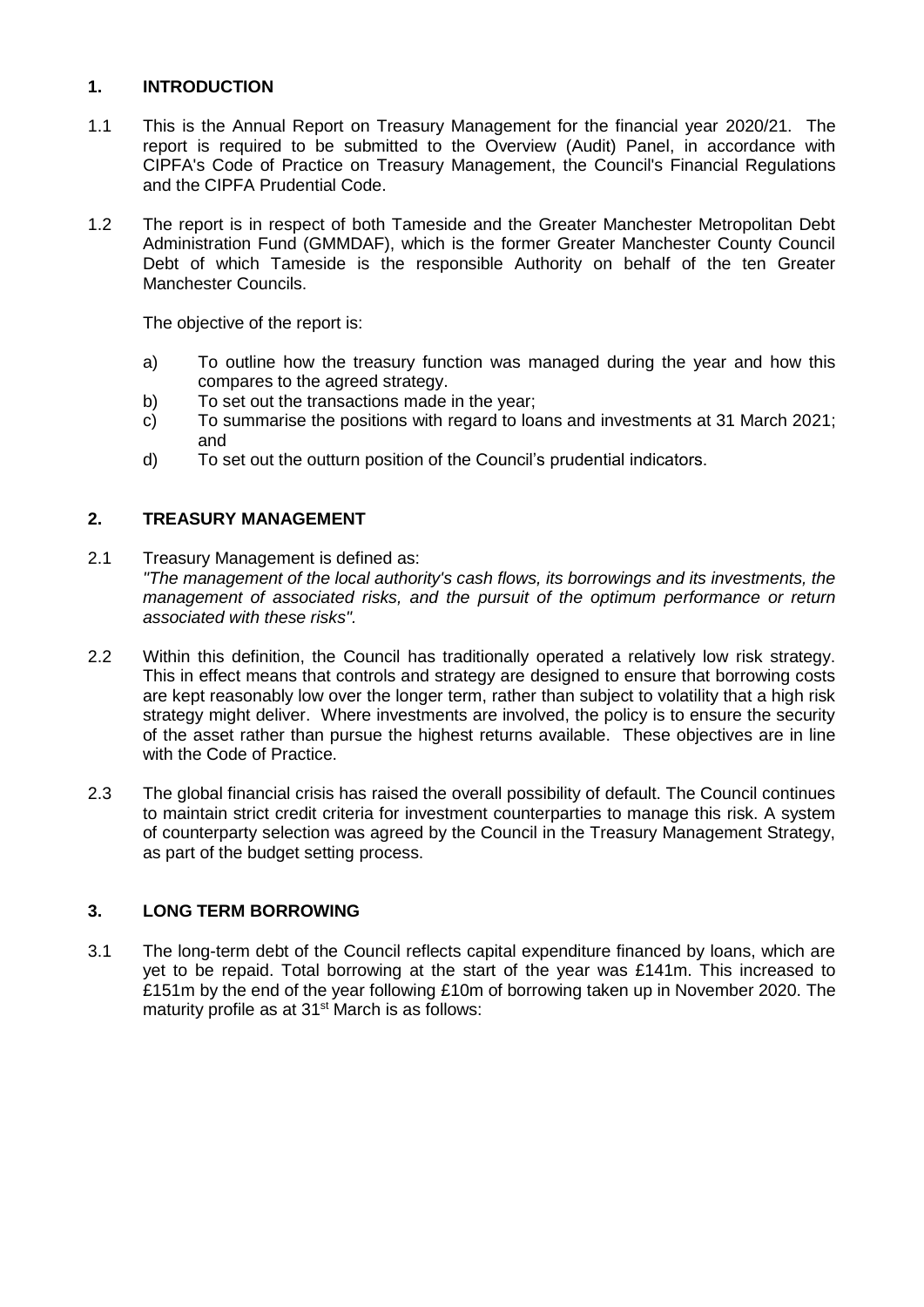## 1. INTRODUCTION

1.1 This is the Annual Report on Treasury Management for the financial year 2020/21. The report is required to be submitted to the Overview (Audit) Panel, in accordance with CIPFA's Code of Practice on Treasury Management, the Council's Financial Regulations and the CIPFA Prudential Code.

1.2 The report is in respect of both Tameside and the Greater Manchester Metropolitan Debt Administration Fund (GMMDAF), which is the former Greater Manchester County Council Debt of which Tameside is the responsible Authority on behalf of the ten Greater Manchester Councils.

The objective of the report is:

a) To outline how the treasury function was managed during the year and how this compares to the agreed strategy.
b) To set out the transactions made in the year;
c) To summarise the positions with regard to loans and investments at 31 March 2021; and
d) To set out the outturn position of the Council's prudential indicators.

## 2. TREASURY MANAGEMENT

2.1 Treasury Management is defined as:
*"The management of the local authority's cash flows, its borrowings and its investments, the management of associated risks, and the pursuit of the optimum performance or return associated with these risks".*

2.2 Within this definition, the Council has traditionally operated a relatively low risk strategy. This in effect means that controls and strategy are designed to ensure that borrowing costs are kept reasonably low over the longer term, rather than subject to volatility that a high risk strategy might deliver. Where investments are involved, the policy is to ensure the security of the asset rather than pursue the highest returns available. These objectives are in line with the Code of Practice.

2.3 The global financial crisis has raised the overall possibility of default. The Council continues to maintain strict credit criteria for investment counterparties to manage this risk. A system of counterparty selection was agreed by the Council in the Treasury Management Strategy, as part of the budget setting process.

## 3. LONG TERM BORROWING

3.1 The long-term debt of the Council reflects capital expenditure financed by loans, which are yet to be repaid. Total borrowing at the start of the year was £141m. This increased to £151m by the end of the year following £10m of borrowing taken up in November 2020. The maturity profile as at 31st March is as follows: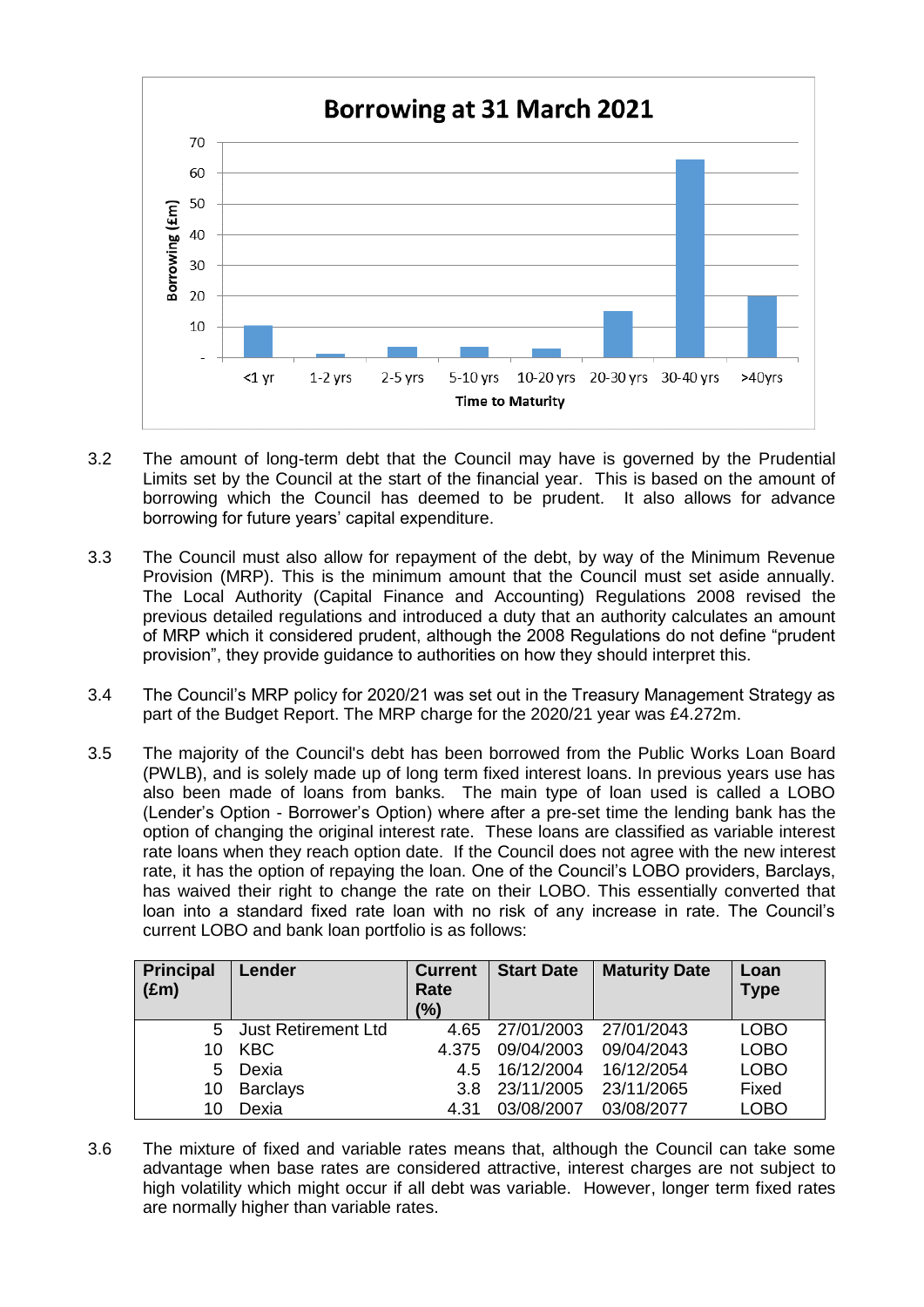**Borrowing at 31 March 2021**

| Time to Maturity | Borrowing (£m) |
|---|---|
| <1 yr | 10.5 |
| 1-2 yrs | 1 |
| 2-5 yrs | 3.5 |
| 5-10 yrs | 3.5 |
| 10-20 yrs | 3 |
| 20-30 yrs | 15 |
| 30-40 yrs | 64.5 |
| >40yrs | 20 |

3.2 The amount of long-term debt that the Council may have is governed by the Prudential Limits set by the Council at the start of the financial year. This is based on the amount of borrowing which the Council has deemed to be prudent. It also allows for advance borrowing for future years' capital expenditure.

3.3 The Council must also allow for repayment of the debt, by way of the Minimum Revenue Provision (MRP). This is the minimum amount that the Council must set aside annually. The Local Authority (Capital Finance and Accounting) Regulations 2008 revised the previous detailed regulations and introduced a duty that an authority calculates an amount of MRP which it considered prudent, although the 2008 Regulations do not define "prudent provision", they provide guidance to authorities on how they should interpret this.

3.4 The Council's MRP policy for 2020/21 was set out in the Treasury Management Strategy as part of the Budget Report. The MRP charge for the 2020/21 year was £4.272m.

3.5 The majority of the Council's debt has been borrowed from the Public Works Loan Board (PWLB), and is solely made up of long term fixed interest loans. In previous years use has also been made of loans from banks. The main type of loan used is called a LOBO (Lender's Option - Borrower's Option) where after a pre-set time the lending bank has the option of changing the original interest rate. These loans are classified as variable interest rate loans when they reach option date. If the Council does not agree with the new interest rate, it has the option of repaying the loan. One of the Council's LOBO providers, Barclays, has waived their right to change the rate on their LOBO. This essentially converted that loan into a standard fixed rate loan with no risk of any increase in rate. The Council's current LOBO and bank loan portfolio is as follows:

| Principal (£m) | Lender | Current Rate (%) | Start Date | Maturity Date | Loan Type |
|---|---|---|---|---|---|
| 5 | Just Retirement Ltd | 4.65 | 27/01/2003 | 27/01/2043 | LOBO |
| 10 | KBC | 4.375 | 09/04/2003 | 09/04/2043 | LOBO |
| 5 | Dexia | 4.5 | 16/12/2004 | 16/12/2054 | LOBO |
| 10 | Barclays | 3.8 | 23/11/2005 | 23/11/2065 | Fixed |
| 10 | Dexia | 4.31 | 03/08/2007 | 03/08/2077 | LOBO |

3.6 The mixture of fixed and variable rates means that, although the Council can take some advantage when base rates are considered attractive, interest charges are not subject to high volatility which might occur if all debt was variable. However, longer term fixed rates are normally higher than variable rates.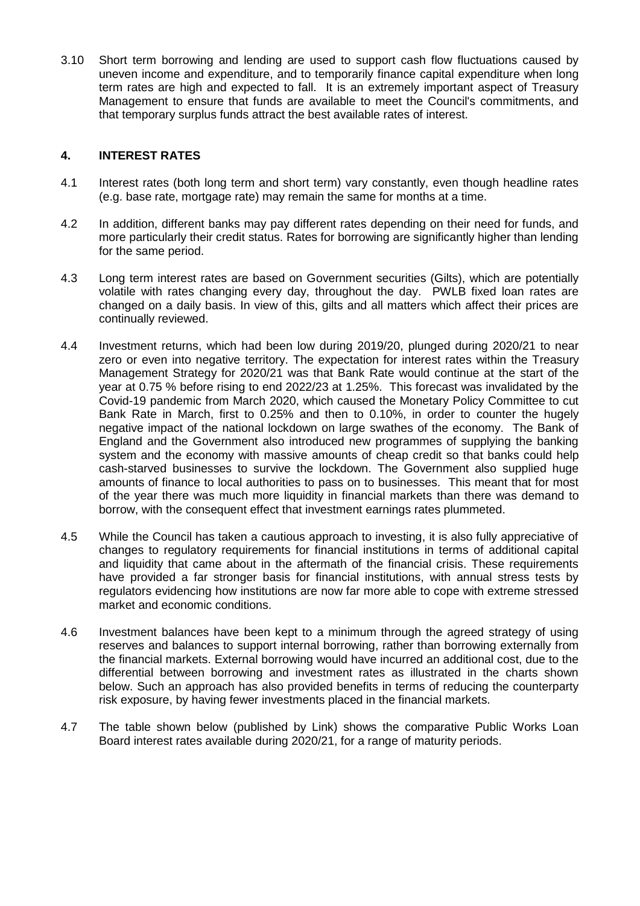3.10 Short term borrowing and lending are used to support cash flow fluctuations caused by uneven income and expenditure, and to temporarily finance capital expenditure when long term rates are high and expected to fall. It is an extremely important aspect of Treasury Management to ensure that funds are available to meet the Council's commitments, and that temporary surplus funds attract the best available rates of interest.

## 4. INTEREST RATES

4.1 Interest rates (both long term and short term) vary constantly, even though headline rates (e.g. base rate, mortgage rate) may remain the same for months at a time.

4.2 In addition, different banks may pay different rates depending on their need for funds, and more particularly their credit status. Rates for borrowing are significantly higher than lending for the same period.

4.3 Long term interest rates are based on Government securities (Gilts), which are potentially volatile with rates changing every day, throughout the day. PWLB fixed loan rates are changed on a daily basis. In view of this, gilts and all matters which affect their prices are continually reviewed.

4.4 Investment returns, which had been low during 2019/20, plunged during 2020/21 to near zero or even into negative territory. The expectation for interest rates within the Treasury Management Strategy for 2020/21 was that Bank Rate would continue at the start of the year at 0.75 % before rising to end 2022/23 at 1.25%. This forecast was invalidated by the Covid-19 pandemic from March 2020, which caused the Monetary Policy Committee to cut Bank Rate in March, first to 0.25% and then to 0.10%, in order to counter the hugely negative impact of the national lockdown on large swathes of the economy. The Bank of England and the Government also introduced new programmes of supplying the banking system and the economy with massive amounts of cheap credit so that banks could help cash-starved businesses to survive the lockdown. The Government also supplied huge amounts of finance to local authorities to pass on to businesses. This meant that for most of the year there was much more liquidity in financial markets than there was demand to borrow, with the consequent effect that investment earnings rates plummeted.

4.5 While the Council has taken a cautious approach to investing, it is also fully appreciative of changes to regulatory requirements for financial institutions in terms of additional capital and liquidity that came about in the aftermath of the financial crisis. These requirements have provided a far stronger basis for financial institutions, with annual stress tests by regulators evidencing how institutions are now far more able to cope with extreme stressed market and economic conditions.

4.6 Investment balances have been kept to a minimum through the agreed strategy of using reserves and balances to support internal borrowing, rather than borrowing externally from the financial markets. External borrowing would have incurred an additional cost, due to the differential between borrowing and investment rates as illustrated in the charts shown below. Such an approach has also provided benefits in terms of reducing the counterparty risk exposure, by having fewer investments placed in the financial markets.

4.7 The table shown below (published by Link) shows the comparative Public Works Loan Board interest rates available during 2020/21, for a range of maturity periods.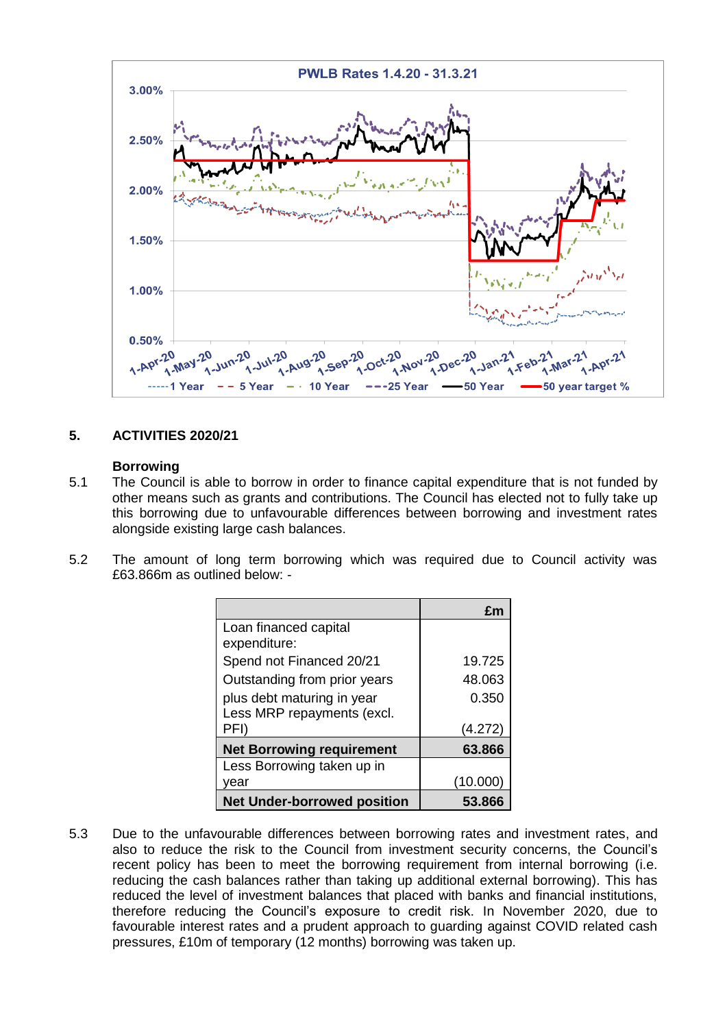PWLB Rates 1.4.20 - 31.3.21

3.00%
2.50%
2.00%
1.50%
1.00%
0.50%

1-Apr-20 1-May-20 1-Jun-20 1-Jul-20 1-Aug-20 1-Sep-20 1-Oct-20 1-Nov-20 1-Dec-20 1-Jan-21 1-Feb-21 1-Mar-21 1-Apr-21

1 Year, 5 Year, 10 Year, 25 Year, 50 Year, 50 year target %

## 5. ACTIVITIES 2020/21

### Borrowing

5.1 The Council is able to borrow in order to finance capital expenditure that is not funded by other means such as grants and contributions. The Council has elected not to fully take up this borrowing due to unfavourable differences between borrowing and investment rates alongside existing large cash balances.

5.2 The amount of long term borrowing which was required due to Council activity was £63.866m as outlined below: -

| | £m |
|---|---:|
| Loan financed capital expenditure: | |
| Spend not Financed 20/21 | 19.725 |
| Outstanding from prior years | 48.063 |
| plus debt maturing in year | 0.350 |
| Less MRP repayments (excl. PFI) | (4.272) |
| **Net Borrowing requirement** | **63.866** |
| Less Borrowing taken up in year | (10.000) |
| **Net Under-borrowed position** | **53.866** |

5.3 Due to the unfavourable differences between borrowing rates and investment rates, and also to reduce the risk to the Council from investment security concerns, the Council's recent policy has been to meet the borrowing requirement from internal borrowing (i.e. reducing the cash balances rather than taking up additional external borrowing). This has reduced the level of investment balances that placed with banks and financial institutions, therefore reducing the Council's exposure to credit risk. In November 2020, due to favourable interest rates and a prudent approach to guarding against COVID related cash pressures, £10m of temporary (12 months) borrowing was taken up.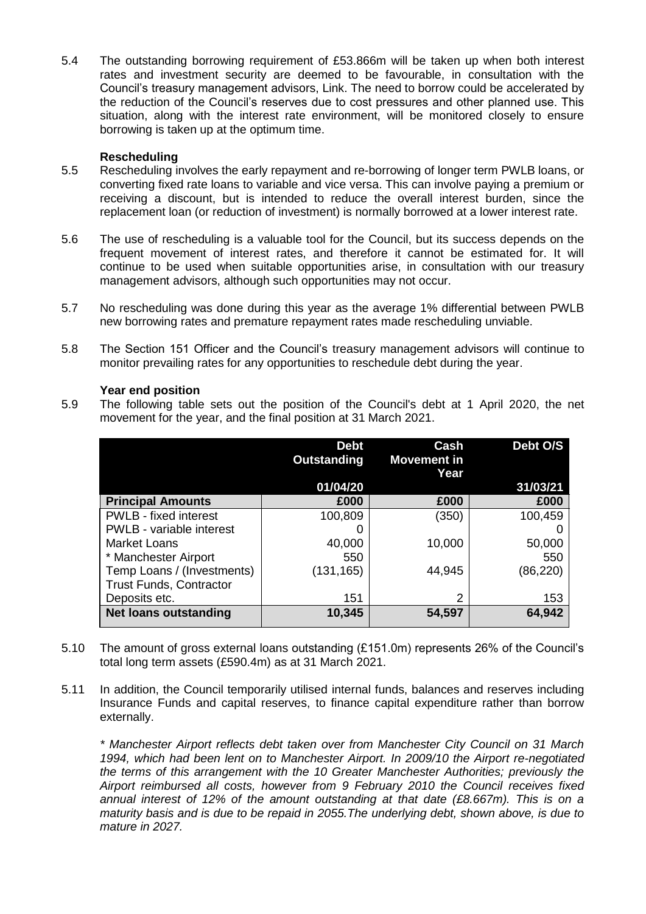5.4 The outstanding borrowing requirement of £53.866m will be taken up when both interest rates and investment security are deemed to be favourable, in consultation with the Council's treasury management advisors, Link. The need to borrow could be accelerated by the reduction of the Council's reserves due to cost pressures and other planned use. This situation, along with the interest rate environment, will be monitored closely to ensure borrowing is taken up at the optimum time.

**Rescheduling**

5.5 Rescheduling involves the early repayment and re-borrowing of longer term PWLB loans, or converting fixed rate loans to variable and vice versa. This can involve paying a premium or receiving a discount, but is intended to reduce the overall interest burden, since the replacement loan (or reduction of investment) is normally borrowed at a lower interest rate.

5.6 The use of rescheduling is a valuable tool for the Council, but its success depends on the frequent movement of interest rates, and therefore it cannot be estimated for. It will continue to be used when suitable opportunities arise, in consultation with our treasury management advisors, although such opportunities may not occur.

5.7 No rescheduling was done during this year as the average 1% differential between PWLB new borrowing rates and premature repayment rates made rescheduling unviable.

5.8 The Section 151 Officer and the Council's treasury management advisors will continue to monitor prevailing rates for any opportunities to reschedule debt during the year.

**Year end position**

5.9 The following table sets out the position of the Council's debt at 1 April 2020, the net movement for the year, and the final position at 31 March 2021.

| | Debt Outstanding 01/04/20 | Cash Movement in Year | Debt O/S 31/03/21 |
|---|---|---|---|
| **Principal Amounts** | £000 | £000 | £000 |
| PWLB - fixed interest | 100,809 | (350) | 100,459 |
| PWLB - variable interest | 0 | | 0 |
| Market Loans | 40,000 | 10,000 | 50,000 |
| * Manchester Airport | 550 | | 550 |
| Temp Loans / (Investments) | (131,165) | 44,945 | (86,220) |
| Trust Funds, Contractor Deposits etc. | 151 | 2 | 153 |
| **Net loans outstanding** | **10,345** | **54,597** | **64,942** |

5.10 The amount of gross external loans outstanding (£151.0m) represents 26% of the Council's total long term assets (£590.4m) as at 31 March 2021.

5.11 In addition, the Council temporarily utilised internal funds, balances and reserves including Insurance Funds and capital reserves, to finance capital expenditure rather than borrow externally.

*\* Manchester Airport reflects debt taken over from Manchester City Council on 31 March 1994, which had been lent on to Manchester Airport. In 2009/10 the Airport re-negotiated the terms of this arrangement with the 10 Greater Manchester Authorities; previously the Airport reimbursed all costs, however from 9 February 2010 the Council receives fixed annual interest of 12% of the amount outstanding at that date (£8.667m). This is on a maturity basis and is due to be repaid in 2055.The underlying debt, shown above, is due to mature in 2027.*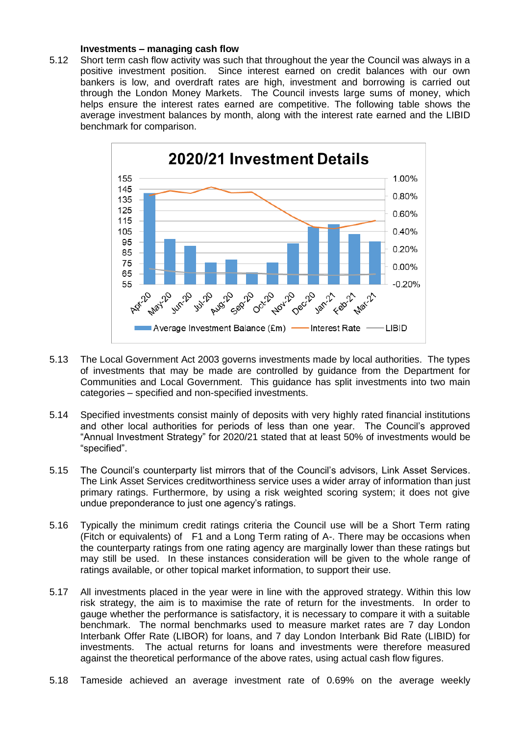**Investments – managing cash flow**

5.12 Short term cash flow activity was such that throughout the year the Council was always in a positive investment position. Since interest earned on credit balances with our own bankers is low, and overdraft rates are high, investment and borrowing is carried out through the London Money Markets. The Council invests large sums of money, which helps ensure the interest rates earned are competitive. The following table shows the average investment balances by month, along with the interest rate earned and the LIBID benchmark for comparison.

**2020/21 Investment Details**

Average Investment Balance (£m) — Interest Rate — LIBID

Months: Apr-20, May-20, Jun-20, Jul-20, Aug-20, Sep-20, Oct-20, Nov-20, Dec-20, Jan-21, Feb-21, Mar-21

5.13 The Local Government Act 2003 governs investments made by local authorities. The types of investments that may be made are controlled by guidance from the Department for Communities and Local Government. This guidance has split investments into two main categories – specified and non-specified investments.

5.14 Specified investments consist mainly of deposits with very highly rated financial institutions and other local authorities for periods of less than one year. The Council's approved "Annual Investment Strategy" for 2020/21 stated that at least 50% of investments would be "specified".

5.15 The Council's counterparty list mirrors that of the Council's advisors, Link Asset Services. The Link Asset Services creditworthiness service uses a wider array of information than just primary ratings. Furthermore, by using a risk weighted scoring system; it does not give undue preponderance to just one agency's ratings.

5.16 Typically the minimum credit ratings criteria the Council use will be a Short Term rating (Fitch or equivalents) of F1 and a Long Term rating of A-. There may be occasions when the counterparty ratings from one rating agency are marginally lower than these ratings but may still be used. In these instances consideration will be given to the whole range of ratings available, or other topical market information, to support their use.

5.17 All investments placed in the year were in line with the approved strategy. Within this low risk strategy, the aim is to maximise the rate of return for the investments. In order to gauge whether the performance is satisfactory, it is necessary to compare it with a suitable benchmark. The normal benchmarks used to measure market rates are 7 day London Interbank Offer Rate (LIBOR) for loans, and 7 day London Interbank Bid Rate (LIBID) for investments. The actual returns for loans and investments were therefore measured against the theoretical performance of the above rates, using actual cash flow figures.

5.18 Tameside achieved an average investment rate of 0.69% on the average weekly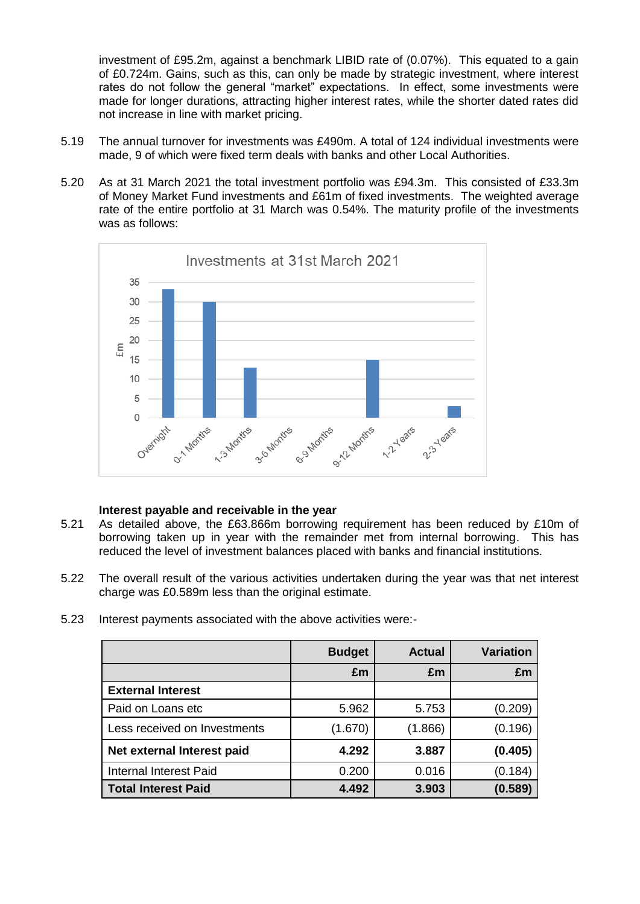investment of £95.2m, against a benchmark LIBID rate of (0.07%). This equated to a gain of £0.724m. Gains, such as this, can only be made by strategic investment, where interest rates do not follow the general "market" expectations. In effect, some investments were made for longer durations, attracting higher interest rates, while the shorter dated rates did not increase in line with market pricing.

5.19 The annual turnover for investments was £490m. A total of 124 individual investments were made, 9 of which were fixed term deals with banks and other Local Authorities.

5.20 As at 31 March 2021 the total investment portfolio was £94.3m. This consisted of £33.3m of Money Market Fund investments and £61m of fixed investments. The weighted average rate of the entire portfolio at 31 March was 0.54%. The maturity profile of the investments was as follows:

Investments at 31st March 2021

| Maturity | £m |
|---|---|
| Overnight | 33.3 |
| 0-1 Months | 30 |
| 1-3 Months | 13 |
| 3-6 Months | 0 |
| 6-9 Months | 0 |
| 9-12 Months | 15 |
| 1-2 Years | 0 |
| 2-3 Years | 3 |

**Interest payable and receivable in the year**

5.21 As detailed above, the £63.866m borrowing requirement has been reduced by £10m of borrowing taken up in year with the remainder met from internal borrowing. This has reduced the level of investment balances placed with banks and financial institutions.

5.22 The overall result of the various activities undertaken during the year was that net interest charge was £0.589m less than the original estimate.

5.23 Interest payments associated with the above activities were:-

| | **Budget** | **Actual** | **Variation** |
|---|---|---|---|
| | **£m** | **£m** | **£m** |
| **External Interest** | | | |
| Paid on Loans etc | 5.962 | 5.753 | (0.209) |
| Less received on Investments | (1.670) | (1.866) | (0.196) |
| **Net external Interest paid** | **4.292** | **3.887** | **(0.405)** |
| Internal Interest Paid | 0.200 | 0.016 | (0.184) |
| **Total Interest Paid** | **4.492** | **3.903** | **(0.589)** |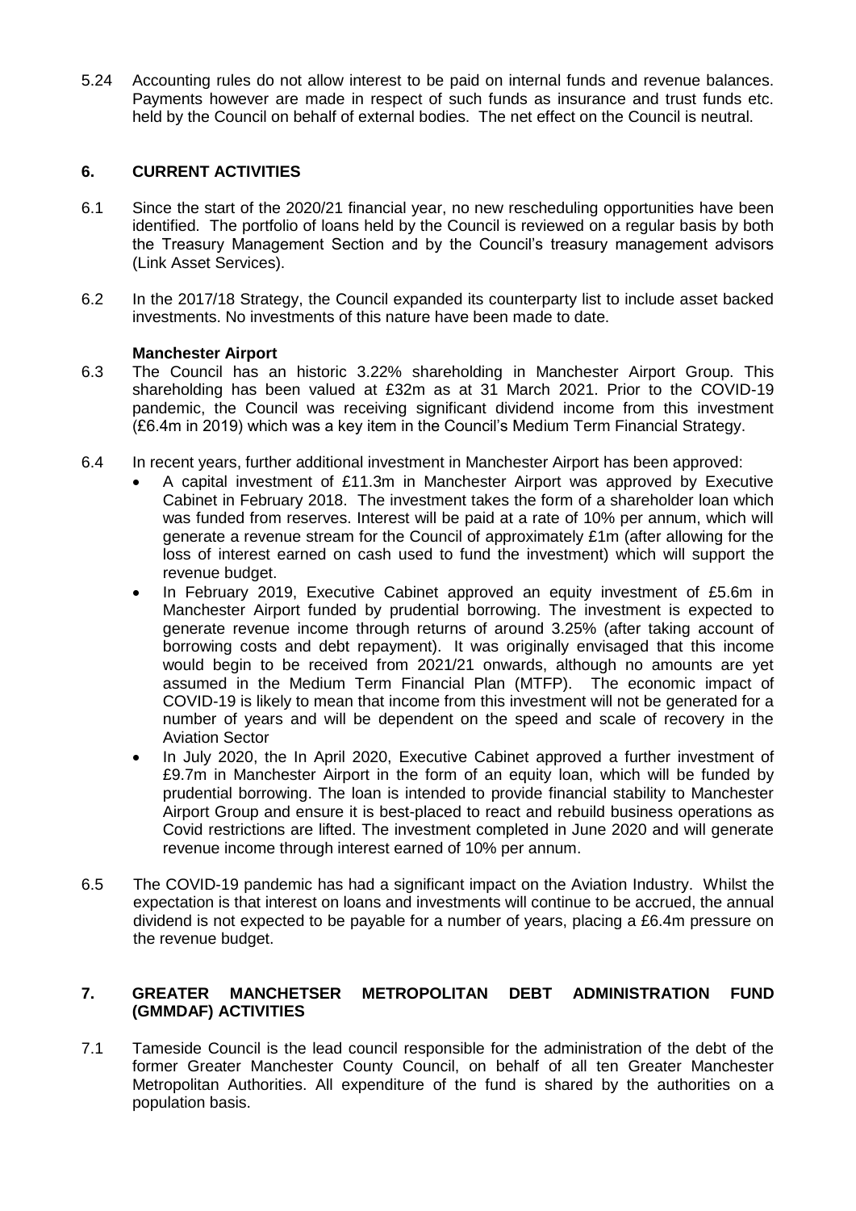5.24 Accounting rules do not allow interest to be paid on internal funds and revenue balances. Payments however are made in respect of such funds as insurance and trust funds etc. held by the Council on behalf of external bodies. The net effect on the Council is neutral.

## 6. CURRENT ACTIVITIES

6.1 Since the start of the 2020/21 financial year, no new rescheduling opportunities have been identified. The portfolio of loans held by the Council is reviewed on a regular basis by both the Treasury Management Section and by the Council's treasury management advisors (Link Asset Services).

6.2 In the 2017/18 Strategy, the Council expanded its counterparty list to include asset backed investments. No investments of this nature have been made to date.

**Manchester Airport**

6.3 The Council has an historic 3.22% shareholding in Manchester Airport Group. This shareholding has been valued at £32m as at 31 March 2021. Prior to the COVID-19 pandemic, the Council was receiving significant dividend income from this investment (£6.4m in 2019) which was a key item in the Council's Medium Term Financial Strategy.

6.4 In recent years, further additional investment in Manchester Airport has been approved:

- A capital investment of £11.3m in Manchester Airport was approved by Executive Cabinet in February 2018. The investment takes the form of a shareholder loan which was funded from reserves. Interest will be paid at a rate of 10% per annum, which will generate a revenue stream for the Council of approximately £1m (after allowing for the loss of interest earned on cash used to fund the investment) which will support the revenue budget.
- In February 2019, Executive Cabinet approved an equity investment of £5.6m in Manchester Airport funded by prudential borrowing. The investment is expected to generate revenue income through returns of around 3.25% (after taking account of borrowing costs and debt repayment). It was originally envisaged that this income would begin to be received from 2021/21 onwards, although no amounts are yet assumed in the Medium Term Financial Plan (MTFP). The economic impact of COVID-19 is likely to mean that income from this investment will not be generated for a number of years and will be dependent on the speed and scale of recovery in the Aviation Sector
- In July 2020, the In April 2020, Executive Cabinet approved a further investment of £9.7m in Manchester Airport in the form of an equity loan, which will be funded by prudential borrowing. The loan is intended to provide financial stability to Manchester Airport Group and ensure it is best-placed to react and rebuild business operations as Covid restrictions are lifted. The investment completed in June 2020 and will generate revenue income through interest earned of 10% per annum.

6.5 The COVID-19 pandemic has had a significant impact on the Aviation Industry. Whilst the expectation is that interest on loans and investments will continue to be accrued, the annual dividend is not expected to be payable for a number of years, placing a £6.4m pressure on the revenue budget.

## 7. GREATER MANCHETSER METROPOLITAN DEBT ADMINISTRATION FUND (GMMDAF) ACTIVITIES

7.1 Tameside Council is the lead council responsible for the administration of the debt of the former Greater Manchester County Council, on behalf of all ten Greater Manchester Metropolitan Authorities. All expenditure of the fund is shared by the authorities on a population basis.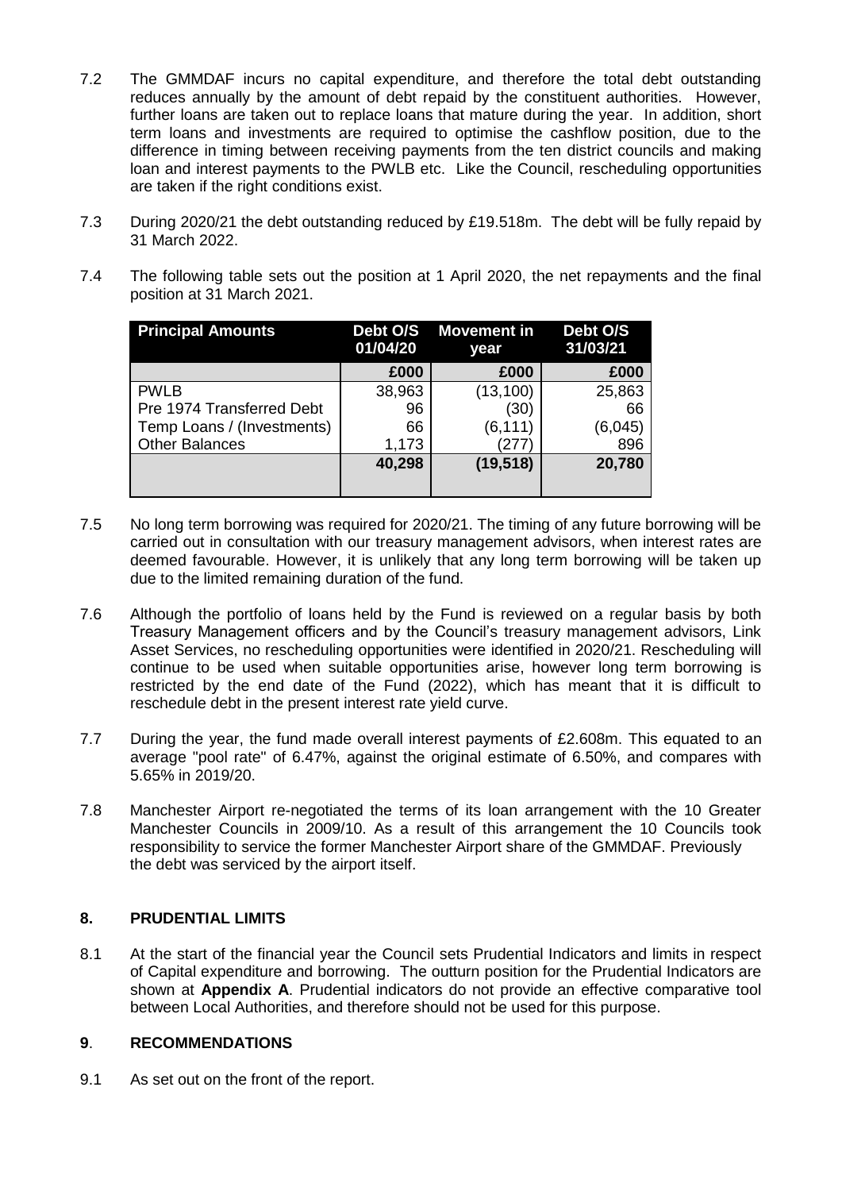7.2 The GMMDAF incurs no capital expenditure, and therefore the total debt outstanding reduces annually by the amount of debt repaid by the constituent authorities. However, further loans are taken out to replace loans that mature during the year. In addition, short term loans and investments are required to optimise the cashflow position, due to the difference in timing between receiving payments from the ten district councils and making loan and interest payments to the PWLB etc. Like the Council, rescheduling opportunities are taken if the right conditions exist.

7.3 During 2020/21 the debt outstanding reduced by £19.518m. The debt will be fully repaid by 31 March 2022.

7.4 The following table sets out the position at 1 April 2020, the net repayments and the final position at 31 March 2021.

| Principal Amounts | Debt O/S 01/04/20 | Movement in year | Debt O/S 31/03/21 |
|---|---|---|---|
| | £000 | £000 | £000 |
| PWLB | 38,963 | (13,100) | 25,863 |
| Pre 1974 Transferred Debt | 96 | (30) | 66 |
| Temp Loans / (Investments) | 66 | (6,111) | (6,045) |
| Other Balances | 1,173 | (277) | 896 |
| | **40,298** | **(19,518)** | **20,780** |

7.5 No long term borrowing was required for 2020/21. The timing of any future borrowing will be carried out in consultation with our treasury management advisors, when interest rates are deemed favourable. However, it is unlikely that any long term borrowing will be taken up due to the limited remaining duration of the fund.

7.6 Although the portfolio of loans held by the Fund is reviewed on a regular basis by both Treasury Management officers and by the Council's treasury management advisors, Link Asset Services, no rescheduling opportunities were identified in 2020/21. Rescheduling will continue to be used when suitable opportunities arise, however long term borrowing is restricted by the end date of the Fund (2022), which has meant that it is difficult to reschedule debt in the present interest rate yield curve.

7.7 During the year, the fund made overall interest payments of £2.608m. This equated to an average "pool rate" of 6.47%, against the original estimate of 6.50%, and compares with 5.65% in 2019/20.

7.8 Manchester Airport re-negotiated the terms of its loan arrangement with the 10 Greater Manchester Councils in 2009/10. As a result of this arrangement the 10 Councils took responsibility to service the former Manchester Airport share of the GMMDAF. Previously the debt was serviced by the airport itself.

## 8. PRUDENTIAL LIMITS

8.1 At the start of the financial year the Council sets Prudential Indicators and limits in respect of Capital expenditure and borrowing. The outturn position for the Prudential Indicators are shown at **Appendix A**. Prudential indicators do not provide an effective comparative tool between Local Authorities, and therefore should not be used for this purpose.

## 9. RECOMMENDATIONS

9.1 As set out on the front of the report.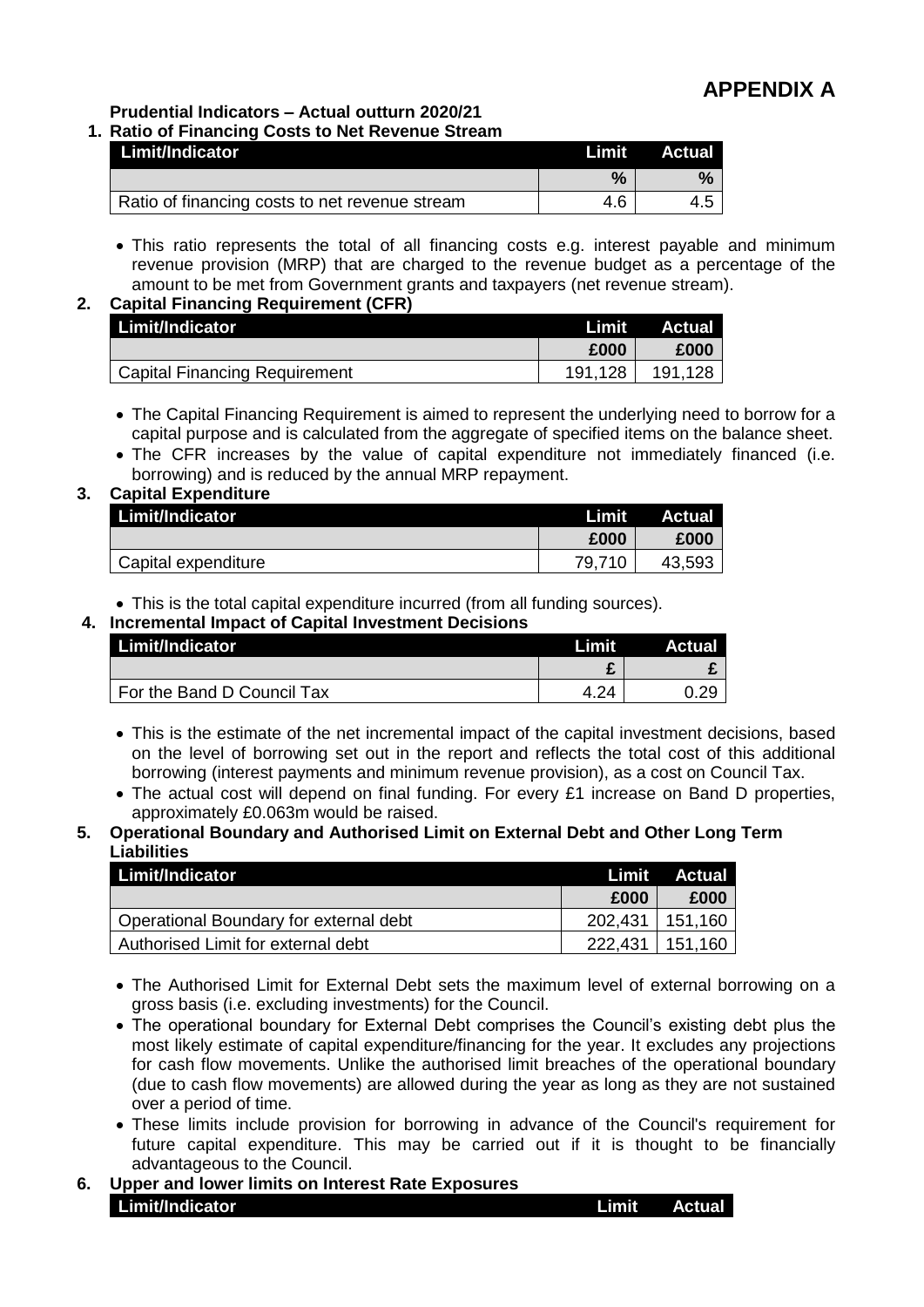# APPENDIX A

## Prudential Indicators – Actual outturn 2020/21

### 1. Ratio of Financing Costs to Net Revenue Stream

| Limit/Indicator | Limit | Actual |
|---|---|---|
| | % | % |
| Ratio of financing costs to net revenue stream | 4.6 | 4.5 |

- This ratio represents the total of all financing costs e.g. interest payable and minimum revenue provision (MRP) that are charged to the revenue budget as a percentage of the amount to be met from Government grants and taxpayers (net revenue stream).

### 2. Capital Financing Requirement (CFR)

| Limit/Indicator | Limit | Actual |
|---|---|---|
| | £000 | £000 |
| Capital Financing Requirement | 191,128 | 191,128 |

- The Capital Financing Requirement is aimed to represent the underlying need to borrow for a capital purpose and is calculated from the aggregate of specified items on the balance sheet.
- The CFR increases by the value of capital expenditure not immediately financed (i.e. borrowing) and is reduced by the annual MRP repayment.

### 3. Capital Expenditure

| Limit/Indicator | Limit | Actual |
|---|---|---|
| | £000 | £000 |
| Capital expenditure | 79,710 | 43,593 |

- This is the total capital expenditure incurred (from all funding sources).

### 4. Incremental Impact of Capital Investment Decisions

| Limit/Indicator | Limit | Actual |
|---|---|---|
| | £ | £ |
| For the Band D Council Tax | 4.24 | 0.29 |

- This is the estimate of the net incremental impact of the capital investment decisions, based on the level of borrowing set out in the report and reflects the total cost of this additional borrowing (interest payments and minimum revenue provision), as a cost on Council Tax.
- The actual cost will depend on final funding. For every £1 increase on Band D properties, approximately £0.063m would be raised.

### 5. Operational Boundary and Authorised Limit on External Debt and Other Long Term Liabilities

| Limit/Indicator | Limit | Actual |
|---|---|---|
| | £000 | £000 |
| Operational Boundary for external debt | 202,431 | 151,160 |
| Authorised Limit for external debt | 222,431 | 151,160 |

- The Authorised Limit for External Debt sets the maximum level of external borrowing on a gross basis (i.e. excluding investments) for the Council.
- The operational boundary for External Debt comprises the Council's existing debt plus the most likely estimate of capital expenditure/financing for the year. It excludes any projections for cash flow movements. Unlike the authorised limit breaches of the operational boundary (due to cash flow movements) are allowed during the year as long as they are not sustained over a period of time.
- These limits include provision for borrowing in advance of the Council's requirement for future capital expenditure. This may be carried out if it is thought to be financially advantageous to the Council.

### 6. Upper and lower limits on Interest Rate Exposures

| Limit/Indicator | Limit | Actual |
|---|---|---|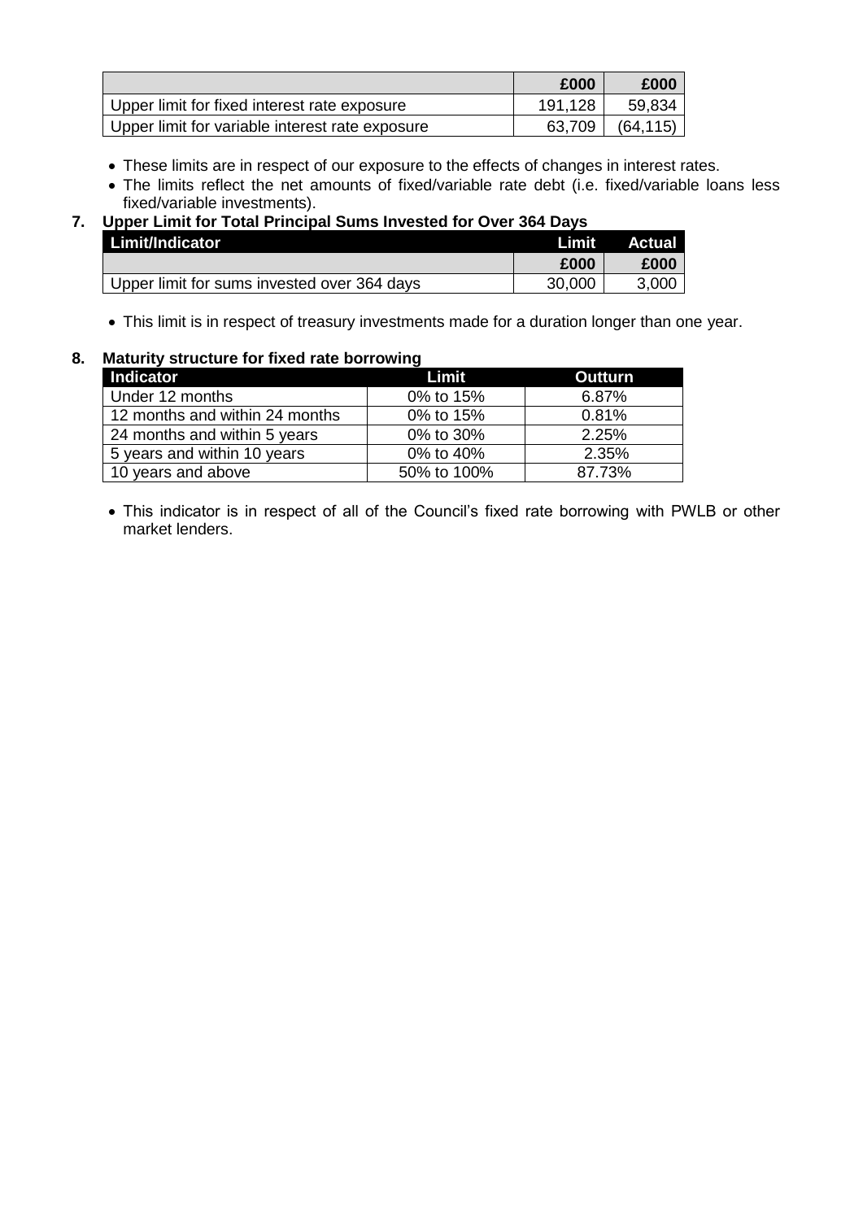| | £000 | £000 |
|---|---|---|
| Upper limit for fixed interest rate exposure | 191,128 | 59,834 |
| Upper limit for variable interest rate exposure | 63,709 | (64,115) |

- These limits are in respect of our exposure to the effects of changes in interest rates.
- The limits reflect the net amounts of fixed/variable rate debt (i.e. fixed/variable loans less fixed/variable investments).

**7. Upper Limit for Total Principal Sums Invested for Over 364 Days**

| Limit/Indicator | Limit | Actual |
|---|---|---|
| | £000 | £000 |
| Upper limit for sums invested over 364 days | 30,000 | 3,000 |

- This limit is in respect of treasury investments made for a duration longer than one year.

**8. Maturity structure for fixed rate borrowing**

| Indicator | Limit | Outturn |
|---|---|---|
| Under 12 months | 0% to 15% | 6.87% |
| 12 months and within 24 months | 0% to 15% | 0.81% |
| 24 months and within 5 years | 0% to 30% | 2.25% |
| 5 years and within 10 years | 0% to 40% | 2.35% |
| 10 years and above | 50% to 100% | 87.73% |

- This indicator is in respect of all of the Council's fixed rate borrowing with PWLB or other market lenders.